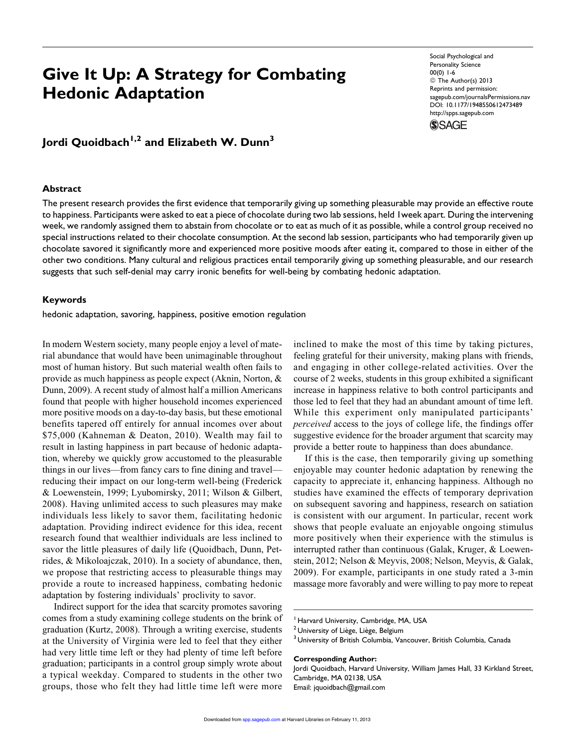# Give It Up: A Strategy for Combating Hedonic Adaptation

Social Psychological and Personality Science
00(0) 1-6
© The Author(s) 2013
Reprints and permission: sagepub.com/journalsPermissions.nav
DOI: 10.1177/1948550612473489
http://spps.sagepub.com

**Jordi Quoidbach[1,2] and Elizabeth W. Dunn[3]**

## Abstract

The present research provides the first evidence that temporarily giving up something pleasurable may provide an effective route to happiness. Participants were asked to eat a piece of chocolate during two lab sessions, held 1week apart. During the intervening week, we randomly assigned them to abstain from chocolate or to eat as much of it as possible, while a control group received no special instructions related to their chocolate consumption. At the second lab session, participants who had temporarily given up chocolate savored it significantly more and experienced more positive moods after eating it, compared to those in either of the other two conditions. Many cultural and religious practices entail temporarily giving up something pleasurable, and our research suggests that such self-denial may carry ironic benefits for well-being by combating hedonic adaptation.

## Keywords

hedonic adaptation, savoring, happiness, positive emotion regulation

In modern Western society, many people enjoy a level of material abundance that would have been unimaginable throughout most of human history. But such material wealth often fails to provide as much happiness as people expect (Aknin, Norton, & Dunn, 2009). A recent study of almost half a million Americans found that people with higher household incomes experienced more positive moods on a day-to-day basis, but these emotional benefits tapered off entirely for annual incomes over about $75,000 (Kahneman & Deaton, 2010). Wealth may fail to result in lasting happiness in part because of hedonic adaptation, whereby we quickly grow accustomed to the pleasurable things in our lives—from fancy cars to fine dining and travel—reducing their impact on our long-term well-being (Frederick & Loewenstein, 1999; Lyubomirsky, 2011; Wilson & Gilbert, 2008). Having unlimited access to such pleasures may make individuals less likely to savor them, facilitating hedonic adaptation. Providing indirect evidence for this idea, recent research found that wealthier individuals are less inclined to savor the little pleasures of daily life (Quoidbach, Dunn, Petrides, & Mikolaojczak, 2010). In a society of abundance, then, we propose that restricting access to pleasurable things may provide a route to increased happiness, combating hedonic adaptation by fostering individuals' proclivity to savor.

Indirect support for the idea that scarcity promotes savoring comes from a study examining college students on the brink of graduation (Kurtz, 2008). Through a writing exercise, students at the University of Virginia were led to feel that they either had very little time left or they had plenty of time left before graduation; participants in a control group simply wrote about a typical weekday. Compared to students in the other two groups, those who felt they had little time left were more inclined to make the most of this time by taking pictures, feeling grateful for their university, making plans with friends, and engaging in other college-related activities. Over the course of 2 weeks, students in this group exhibited a significant increase in happiness relative to both control participants and those led to feel that they had an abundant amount of time left. While this experiment only manipulated participants' *perceived* access to the joys of college life, the findings offer suggestive evidence for the broader argument that scarcity may provide a better route to happiness than does abundance.

If this is the case, then temporarily giving up something enjoyable may counter hedonic adaptation by renewing the capacity to appreciate it, enhancing happiness. Although no studies have examined the effects of temporary deprivation on subsequent savoring and happiness, research on satiation is consistent with our argument. In particular, recent work shows that people evaluate an enjoyable ongoing stimulus more positively when their experience with the stimulus is interrupted rather than continuous (Galak, Kruger, & Loewenstein, 2012; Nelson & Meyvis, 2008; Nelson, Meyvis, & Galak, 2009). For example, participants in one study rated a 3-min massage more favorably and were willing to pay more to repeat

[1] Harvard University, Cambridge, MA, USA
[2] University of Liège, Liège, Belgium
[3] University of British Columbia, Vancouver, British Columbia, Canada

**Corresponding Author:**
Jordi Quoidbach, Harvard University, William James Hall, 33 Kirkland Street, Cambridge, MA 02138, USA
Email: jquoidbach@gmail.com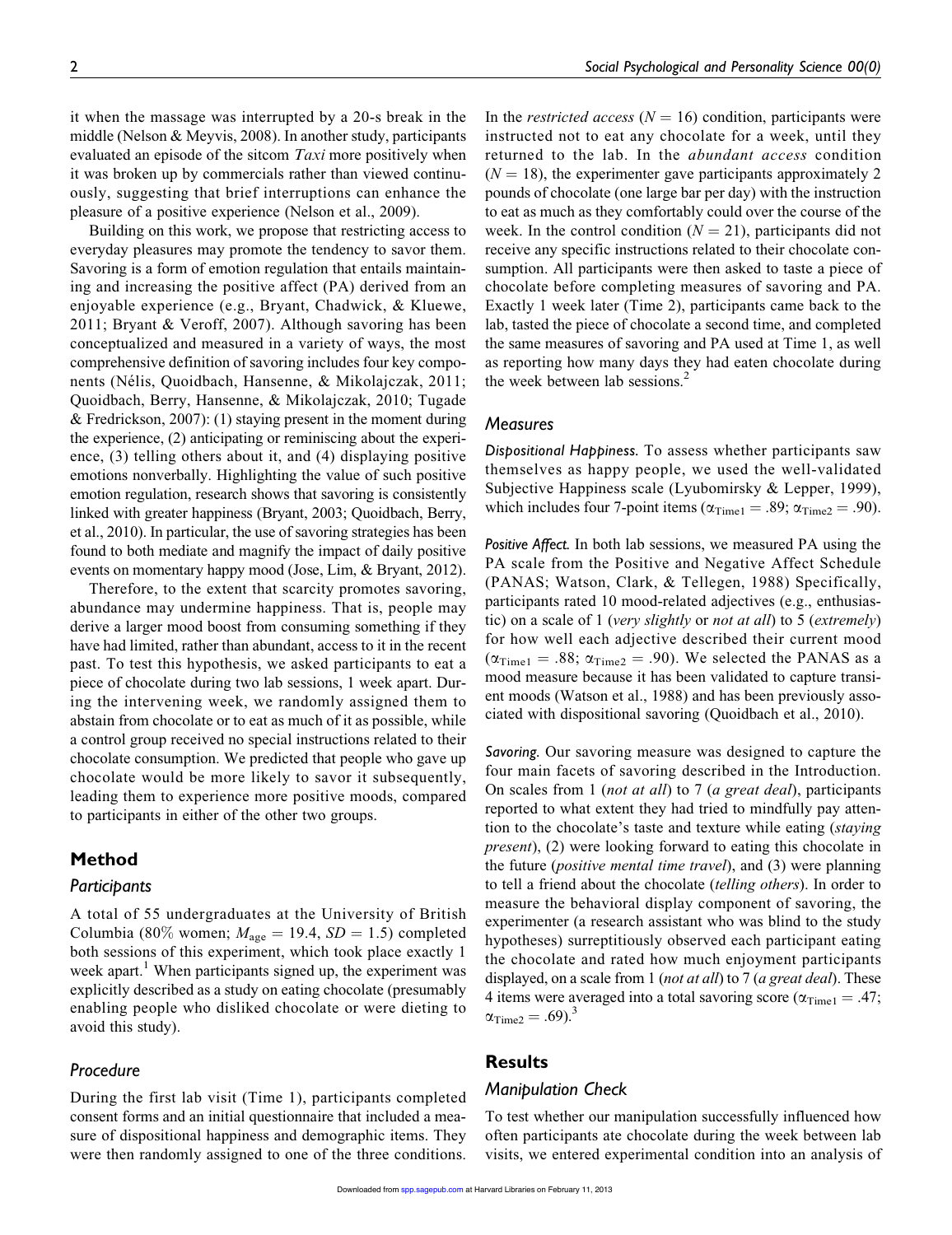it when the massage was interrupted by a 20-s break in the middle (Nelson & Meyvis, 2008). In another study, participants evaluated an episode of the sitcom *Taxi* more positively when it was broken up by commercials rather than viewed continuously, suggesting that brief interruptions can enhance the pleasure of a positive experience (Nelson et al., 2009).

Building on this work, we propose that restricting access to everyday pleasures may promote the tendency to savor them. Savoring is a form of emotion regulation that entails maintaining and increasing the positive affect (PA) derived from an enjoyable experience (e.g., Bryant, Chadwick, & Kluewe, 2011; Bryant & Veroff, 2007). Although savoring has been conceptualized and measured in a variety of ways, the most comprehensive definition of savoring includes four key components (Nélis, Quoidbach, Hansenne, & Mikolajczak, 2011; Quoidbach, Berry, Hansenne, & Mikolajczak, 2010; Tugade & Fredrickson, 2007): (1) staying present in the moment during the experience, (2) anticipating or reminiscing about the experience, (3) telling others about it, and (4) displaying positive emotions nonverbally. Highlighting the value of such positive emotion regulation, research shows that savoring is consistently linked with greater happiness (Bryant, 2003; Quoidbach, Berry, et al., 2010). In particular, the use of savoring strategies has been found to both mediate and magnify the impact of daily positive events on momentary happy mood (Jose, Lim, & Bryant, 2012).

Therefore, to the extent that scarcity promotes savoring, abundance may undermine happiness. That is, people may derive a larger mood boost from consuming something if they have had limited, rather than abundant, access to it in the recent past. To test this hypothesis, we asked participants to eat a piece of chocolate during two lab sessions, 1 week apart. During the intervening week, we randomly assigned them to abstain from chocolate or to eat as much of it as possible, while a control group received no special instructions related to their chocolate consumption. We predicted that people who gave up chocolate would be more likely to savor it subsequently, leading them to experience more positive moods, compared to participants in either of the other two groups.

## Method

### Participants

A total of 55 undergraduates at the University of British Columbia (80% women; $M_{\text{age}} = 19.4$, $SD = 1.5$) completed both sessions of this experiment, which took place exactly 1 week apart.[1] When participants signed up, the experiment was explicitly described as a study on eating chocolate (presumably enabling people who disliked chocolate or were dieting to avoid this study).

### Procedure

During the first lab visit (Time 1), participants completed consent forms and an initial questionnaire that included a measure of dispositional happiness and demographic items. They were then randomly assigned to one of the three conditions. In the *restricted access* ($N = 16$) condition, participants were instructed not to eat any chocolate for a week, until they returned to the lab. In the *abundant access* condition ($N = 18$), the experimenter gave participants approximately 2 pounds of chocolate (one large bar per day) with the instruction to eat as much as they comfortably could over the course of the week. In the control condition ($N = 21$), participants did not receive any specific instructions related to their chocolate consumption. All participants were then asked to taste a piece of chocolate before completing measures of savoring and PA. Exactly 1 week later (Time 2), participants came back to the lab, tasted the piece of chocolate a second time, and completed the same measures of savoring and PA used at Time 1, as well as reporting how many days they had eaten chocolate during the week between lab sessions.[2]

### Measures

*Dispositional Happiness.* To assess whether participants saw themselves as happy people, we used the well-validated Subjective Happiness scale (Lyubomirsky & Lepper, 1999), which includes four 7-point items ($\alpha_{\text{Time1}} = .89$; $\alpha_{\text{Time2}} = .90$).

*Positive Affect.* In both lab sessions, we measured PA using the PA scale from the Positive and Negative Affect Schedule (PANAS; Watson, Clark, & Tellegen, 1988) Specifically, participants rated 10 mood-related adjectives (e.g., enthusiastic) on a scale of 1 (*very slightly* or *not at all*) to 5 (*extremely*) for how well each adjective described their current mood ($\alpha_{\text{Time1}} = .88$; $\alpha_{\text{Time2}} = .90$). We selected the PANAS as a mood measure because it has been validated to capture transient moods (Watson et al., 1988) and has been previously associated with dispositional savoring (Quoidbach et al., 2010).

*Savoring.* Our savoring measure was designed to capture the four main facets of savoring described in the Introduction. On scales from 1 (*not at all*) to 7 (*a great deal*), participants reported to what extent they had tried to mindfully pay attention to the chocolate's taste and texture while eating (*staying present*), (2) were looking forward to eating this chocolate in the future (*positive mental time travel*), and (3) were planning to tell a friend about the chocolate (*telling others*). In order to measure the behavioral display component of savoring, the experimenter (a research assistant who was blind to the study hypotheses) surreptitiously observed each participant eating the chocolate and rated how much enjoyment participants displayed, on a scale from 1 (*not at all*) to 7 (*a great deal*). These 4 items were averaged into a total savoring score ($\alpha_{\text{Time1}} = .47$; $\alpha_{\text{Time2}} = .69$).[3]

## Results

### Manipulation Check

To test whether our manipulation successfully influenced how often participants ate chocolate during the week between lab visits, we entered experimental condition into an analysis of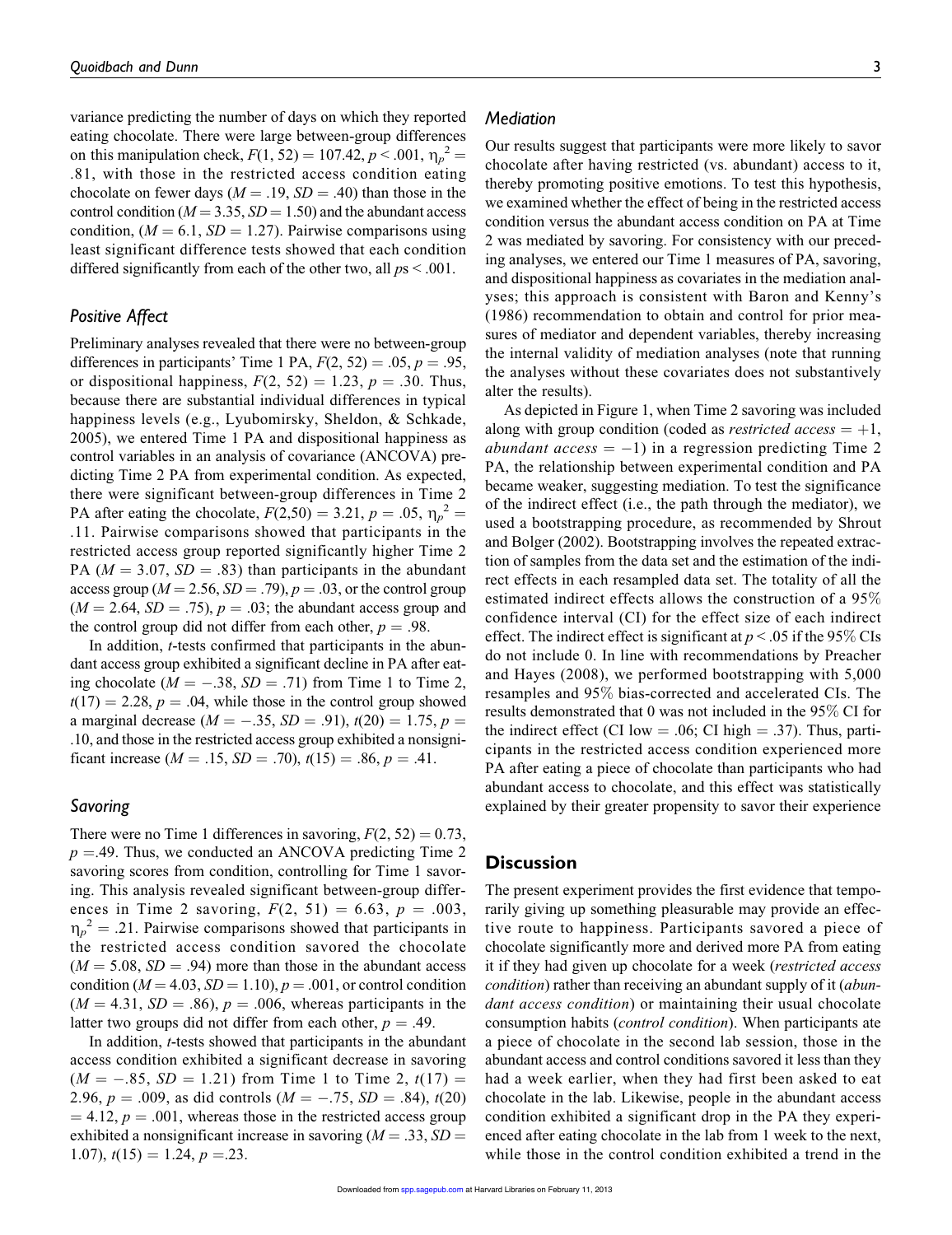variance predicting the number of days on which they reported eating chocolate. There were large between-group differences on this manipulation check, $F(1, 52) = 107.42$, $p < .001$, $\eta_p^2 = .81$, with those in the restricted access condition eating chocolate on fewer days ($M = .19$, $SD = .40$) than those in the control condition ($M = 3.35$, $SD = 1.50$) and the abundant access condition, ($M = 6.1$, $SD = 1.27$). Pairwise comparisons using least significant difference tests showed that each condition differed significantly from each of the other two, all $p$s < .001.

### Positive Affect

Preliminary analyses revealed that there were no between-group differences in participants' Time 1 PA, $F(2, 52) = .05$, $p = .95$, or dispositional happiness, $F(2, 52) = 1.23$, $p = .30$. Thus, because there are substantial individual differences in typical happiness levels (e.g., Lyubomirsky, Sheldon, & Schkade, 2005), we entered Time 1 PA and dispositional happiness as control variables in an analysis of covariance (ANCOVA) predicting Time 2 PA from experimental condition. As expected, there were significant between-group differences in Time 2 PA after eating the chocolate, $F(2,50) = 3.21$, $p = .05$, $\eta_p^2 = .11$. Pairwise comparisons showed that participants in the restricted access group reported significantly higher Time 2 PA ($M = 3.07$, $SD = .83$) than participants in the abundant access group ($M = 2.56$, $SD = .79$), $p = .03$, or the control group ($M = 2.64$, $SD = .75$), $p = .03$; the abundant access group and the control group did not differ from each other, $p = .98$.

In addition, *t*-tests confirmed that participants in the abundant access group exhibited a significant decline in PA after eating chocolate ($M = -.38$, $SD = .71$) from Time 1 to Time 2, $t(17) = 2.28$, $p = .04$, while those in the control group showed a marginal decrease ($M = -.35$, $SD = .91$), $t(20) = 1.75$, $p = .10$, and those in the restricted access group exhibited a nonsignificant increase ($M = .15$, $SD = .70$), $t(15) = .86$, $p = .41$.

### Savoring

There were no Time 1 differences in savoring, $F(2, 52) = 0.73$, $p = .49$. Thus, we conducted an ANCOVA predicting Time 2 savoring scores from condition, controlling for Time 1 savoring. This analysis revealed significant between-group differences in Time 2 savoring, $F(2, 51) = 6.63$, $p = .003$, $\eta_p^2 = .21$. Pairwise comparisons showed that participants in the restricted access condition savored the chocolate ($M = 5.08$, $SD = .94$) more than those in the abundant access condition ($M = 4.03$, $SD = 1.10$), $p = .001$, or control condition ($M = 4.31$, $SD = .86$), $p = .006$, whereas participants in the latter two groups did not differ from each other, $p = .49$.

In addition, *t*-tests showed that participants in the abundant access condition exhibited a significant decrease in savoring ($M = -.85$, $SD = 1.21$) from Time 1 to Time 2, $t(17) = 2.96$, $p = .009$, as did controls ($M = -.75$, $SD = .84$), $t(20) = 4.12$, $p = .001$, whereas those in the restricted access group exhibited a nonsignificant increase in savoring ($M = .33$, $SD = 1.07$), $t(15) = 1.24$, $p = .23$.

### Mediation

Our results suggest that participants were more likely to savor chocolate after having restricted (vs. abundant) access to it, thereby promoting positive emotions. To test this hypothesis, we examined whether the effect of being in the restricted access condition versus the abundant access condition on PA at Time 2 was mediated by savoring. For consistency with our preceding analyses, we entered our Time 1 measures of PA, savoring, and dispositional happiness as covariates in the mediation analyses; this approach is consistent with Baron and Kenny's (1986) recommendation to obtain and control for prior measures of mediator and dependent variables, thereby increasing the internal validity of mediation analyses (note that running the analyses without these covariates does not substantively alter the results).

As depicted in Figure 1, when Time 2 savoring was included along with group condition (coded as *restricted access* = +1, *abundant access* = −1) in a regression predicting Time 2 PA, the relationship between experimental condition and PA became weaker, suggesting mediation. To test the significance of the indirect effect (i.e., the path through the mediator), we used a bootstrapping procedure, as recommended by Shrout and Bolger (2002). Bootstrapping involves the repeated extraction of samples from the data set and the estimation of the indirect effects in each resampled data set. The totality of all the estimated indirect effects allows the construction of a 95% confidence interval (CI) for the effect size of each indirect effect. The indirect effect is significant at $p < .05$ if the 95% CIs do not include 0. In line with recommendations by Preacher and Hayes (2008), we performed bootstrapping with 5,000 resamples and 95% bias-corrected and accelerated CIs. The results demonstrated that 0 was not included in the 95% CI for the indirect effect (CI low = .06; CI high = .37). Thus, participants in the restricted access condition experienced more PA after eating a piece of chocolate than participants who had abundant access to chocolate, and this effect was statistically explained by their greater propensity to savor their experience

## Discussion

The present experiment provides the first evidence that temporarily giving up something pleasurable may provide an effective route to happiness. Participants savored a piece of chocolate significantly more and derived more PA from eating it if they had given up chocolate for a week (*restricted access condition*) rather than receiving an abundant supply of it (*abundant access condition*) or maintaining their usual chocolate consumption habits (*control condition*). When participants ate a piece of chocolate in the second lab session, those in the abundant access and control conditions savored it less than they had a week earlier, when they had first been asked to eat chocolate in the lab. Likewise, people in the abundant access condition exhibited a significant drop in the PA they experienced after eating chocolate in the lab from 1 week to the next, while those in the control condition exhibited a trend in the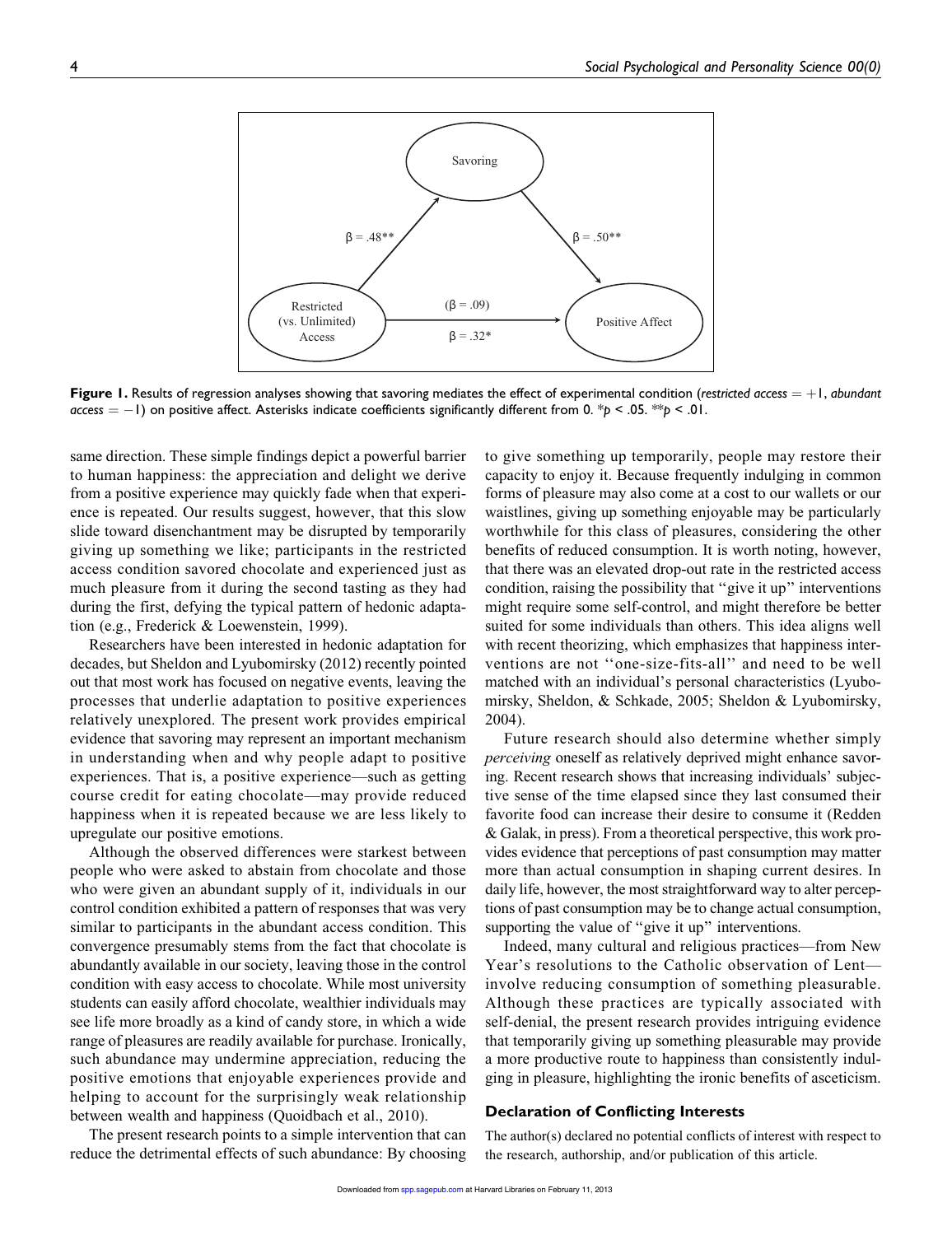Savoring

β = .48**

β = .50**

Restricted (vs. Unlimited) Access

(β = .09)

β = .32*

Positive Affect

**Figure 1.** Results of regression analyses showing that savoring mediates the effect of experimental condition (*restricted access* = +1, *abundant access* = −1) on positive affect. Asterisks indicate coefficients significantly different from 0. \*$p < .05$. \*\*$p < .01$.

same direction. These simple findings depict a powerful barrier to human happiness: the appreciation and delight we derive from a positive experience may quickly fade when that experience is repeated. Our results suggest, however, that this slow slide toward disenchantment may be disrupted by temporarily giving up something we like; participants in the restricted access condition savored chocolate and experienced just as much pleasure from it during the second tasting as they had during the first, defying the typical pattern of hedonic adaptation (e.g., Frederick & Loewenstein, 1999).

Researchers have been interested in hedonic adaptation for decades, but Sheldon and Lyubomirsky (2012) recently pointed out that most work has focused on negative events, leaving the processes that underlie adaptation to positive experiences relatively unexplored. The present work provides empirical evidence that savoring may represent an important mechanism in understanding when and why people adapt to positive experiences. That is, a positive experience—such as getting course credit for eating chocolate—may provide reduced happiness when it is repeated because we are less likely to upregulate our positive emotions.

Although the observed differences were starkest between people who were asked to abstain from chocolate and those who were given an abundant supply of it, individuals in our control condition exhibited a pattern of responses that was very similar to participants in the abundant access condition. This convergence presumably stems from the fact that chocolate is abundantly available in our society, leaving those in the control condition with easy access to chocolate. While most university students can easily afford chocolate, wealthier individuals may see life more broadly as a kind of candy store, in which a wide range of pleasures are readily available for purchase. Ironically, such abundance may undermine appreciation, reducing the positive emotions that enjoyable experiences provide and helping to account for the surprisingly weak relationship between wealth and happiness (Quoidbach et al., 2010).

The present research points to a simple intervention that can reduce the detrimental effects of such abundance: By choosing to give something up temporarily, people may restore their capacity to enjoy it. Because frequently indulging in common forms of pleasure may also come at a cost to our wallets or our waistlines, giving up something enjoyable may be particularly worthwhile for this class of pleasures, considering the other benefits of reduced consumption. It is worth noting, however, that there was an elevated drop-out rate in the restricted access condition, raising the possibility that "give it up" interventions might require some self-control, and might therefore be better suited for some individuals than others. This idea aligns well with recent theorizing, which emphasizes that happiness interventions are not "one-size-fits-all" and need to be well matched with an individual's personal characteristics (Lyubomirsky, Sheldon, & Schkade, 2005; Sheldon & Lyubomirsky, 2004).

Future research should also determine whether simply *perceiving* oneself as relatively deprived might enhance savoring. Recent research shows that increasing individuals' subjective sense of the time elapsed since they last consumed their favorite food can increase their desire to consume it (Redden & Galak, in press). From a theoretical perspective, this work provides evidence that perceptions of past consumption may matter more than actual consumption in shaping current desires. In daily life, however, the most straightforward way to alter perceptions of past consumption may be to change actual consumption, supporting the value of "give it up" interventions.

Indeed, many cultural and religious practices—from New Year's resolutions to the Catholic observation of Lent—involve reducing consumption of something pleasurable. Although these practices are typically associated with self-denial, the present research provides intriguing evidence that temporarily giving up something pleasurable may provide a more productive route to happiness than consistently indulging in pleasure, highlighting the ironic benefits of asceticism.

## Declaration of Conflicting Interests

The author(s) declared no potential conflicts of interest with respect to the research, authorship, and/or publication of this article.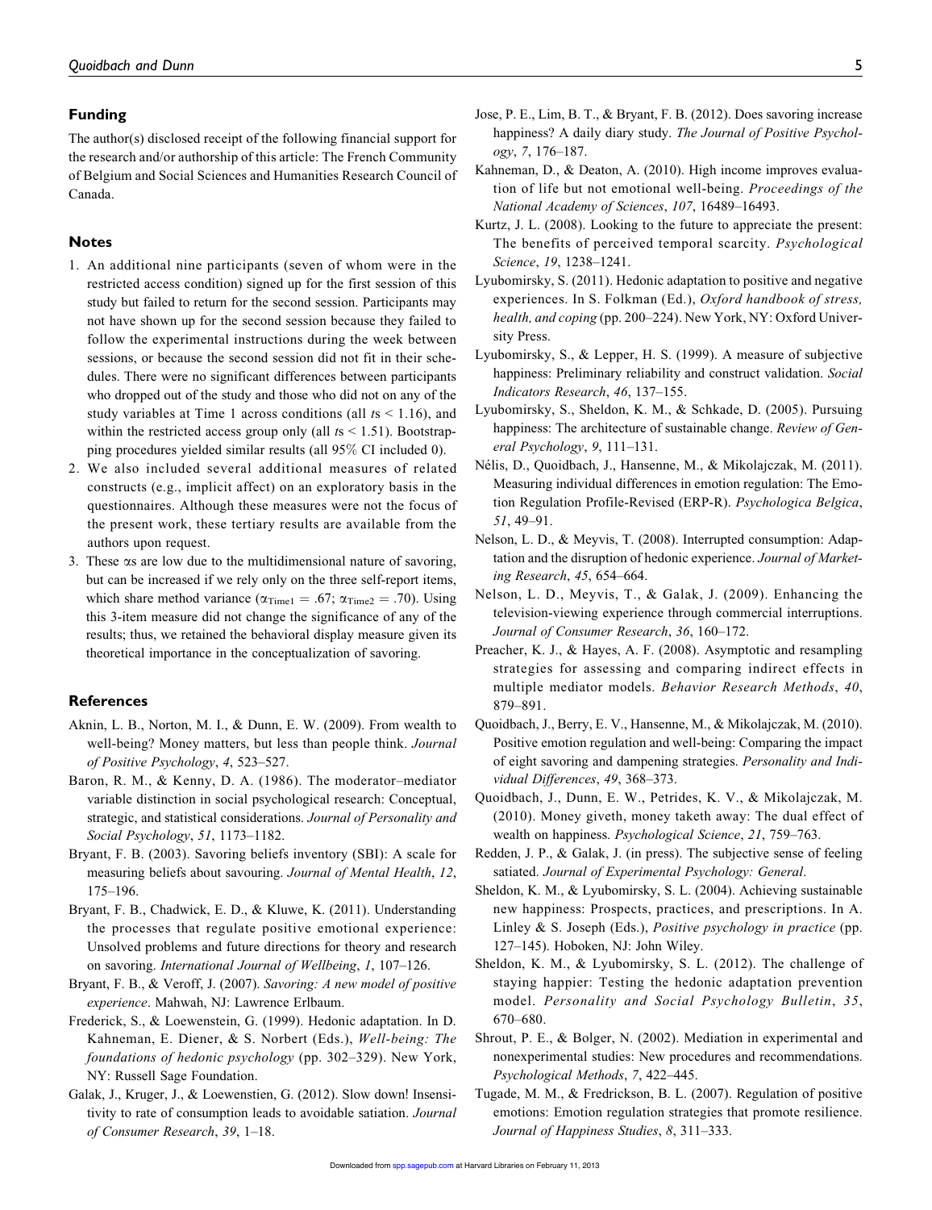## Funding

The author(s) disclosed receipt of the following financial support for the research and/or authorship of this article: The French Community of Belgium and Social Sciences and Humanities Research Council of Canada.

## Notes

1. An additional nine participants (seven of whom were in the restricted access condition) signed up for the first session of this study but failed to return for the second session. Participants may not have shown up for the second session because they failed to follow the experimental instructions during the week between sessions, or because the second session did not fit in their schedules. There were no significant differences between participants who dropped out of the study and those who did not on any of the study variables at Time 1 across conditions (all $ts < 1.16$), and within the restricted access group only (all $ts < 1.51$). Bootstrapping procedures yielded similar results (all 95% CI included 0).
2. We also included several additional measures of related constructs (e.g., implicit affect) on an exploratory basis in the questionnaires. Although these measures were not the focus of the present work, these tertiary results are available from the authors upon request.
3. These αs are low due to the multidimensional nature of savoring, but can be increased if we rely only on the three self-report items, which share method variance ($\alpha_{Time1} = .67$; $\alpha_{Time2} = .70$). Using this 3-item measure did not change the significance of any of the results; thus, we retained the behavioral display measure given its theoretical importance in the conceptualization of savoring.

## References

Aknin, L. B., Norton, M. I., & Dunn, E. W. (2009). From wealth to well-being? Money matters, but less than people think. *Journal of Positive Psychology*, *4*, 523–527.

Baron, R. M., & Kenny, D. A. (1986). The moderator–mediator variable distinction in social psychological research: Conceptual, strategic, and statistical considerations. *Journal of Personality and Social Psychology*, *51*, 1173–1182.

Bryant, F. B. (2003). Savoring beliefs inventory (SBI): A scale for measuring beliefs about savouring. *Journal of Mental Health*, *12*, 175–196.

Bryant, F. B., Chadwick, E. D., & Kluwe, K. (2011). Understanding the processes that regulate positive emotional experience: Unsolved problems and future directions for theory and research on savoring. *International Journal of Wellbeing*, *1*, 107–126.

Bryant, F. B., & Veroff, J. (2007). *Savoring: A new model of positive experience*. Mahwah, NJ: Lawrence Erlbaum.

Frederick, S., & Loewenstein, G. (1999). Hedonic adaptation. In D. Kahneman, E. Diener, & S. Norbert (Eds.), *Well-being: The foundations of hedonic psychology* (pp. 302–329). New York, NY: Russell Sage Foundation.

Galak, J., Kruger, J., & Loewenstien, G. (2012). Slow down! Insensitivity to rate of consumption leads to avoidable satiation. *Journal of Consumer Research*, *39*, 1–18.

Jose, P. E., Lim, B. T., & Bryant, F. B. (2012). Does savoring increase happiness? A daily diary study. *The Journal of Positive Psychology*, *7*, 176–187.

Kahneman, D., & Deaton, A. (2010). High income improves evaluation of life but not emotional well-being. *Proceedings of the National Academy of Sciences*, *107*, 16489–16493.

Kurtz, J. L. (2008). Looking to the future to appreciate the present: The benefits of perceived temporal scarcity. *Psychological Science*, *19*, 1238–1241.

Lyubomirsky, S. (2011). Hedonic adaptation to positive and negative experiences. In S. Folkman (Ed.), *Oxford handbook of stress, health, and coping* (pp. 200–224). New York, NY: Oxford University Press.

Lyubomirsky, S., & Lepper, H. S. (1999). A measure of subjective happiness: Preliminary reliability and construct validation. *Social Indicators Research*, *46*, 137–155.

Lyubomirsky, S., Sheldon, K. M., & Schkade, D. (2005). Pursuing happiness: The architecture of sustainable change. *Review of General Psychology*, *9*, 111–131.

Nélis, D., Quoidbach, J., Hansenne, M., & Mikolajczak, M. (2011). Measuring individual differences in emotion regulation: The Emotion Regulation Profile-Revised (ERP-R). *Psychologica Belgica*, *51*, 49–91.

Nelson, L. D., & Meyvis, T. (2008). Interrupted consumption: Adaptation and the disruption of hedonic experience. *Journal of Marketing Research*, *45*, 654–664.

Nelson, L. D., Meyvis, T., & Galak, J. (2009). Enhancing the television-viewing experience through commercial interruptions. *Journal of Consumer Research*, *36*, 160–172.

Preacher, K. J., & Hayes, A. F. (2008). Asymptotic and resampling strategies for assessing and comparing indirect effects in multiple mediator models. *Behavior Research Methods*, *40*, 879–891.

Quoidbach, J., Berry, E. V., Hansenne, M., & Mikolajczak, M. (2010). Positive emotion regulation and well-being: Comparing the impact of eight savoring and dampening strategies. *Personality and Individual Differences*, *49*, 368–373.

Quoidbach, J., Dunn, E. W., Petrides, K. V., & Mikolajczak, M. (2010). Money giveth, money taketh away: The dual effect of wealth on happiness. *Psychological Science*, *21*, 759–763.

Redden, J. P., & Galak, J. (in press). The subjective sense of feeling satiated. *Journal of Experimental Psychology: General*.

Sheldon, K. M., & Lyubomirsky, S. L. (2004). Achieving sustainable new happiness: Prospects, practices, and prescriptions. In A. Linley & S. Joseph (Eds.), *Positive psychology in practice* (pp. 127–145). Hoboken, NJ: John Wiley.

Sheldon, K. M., & Lyubomirsky, S. L. (2012). The challenge of staying happier: Testing the hedonic adaptation prevention model. *Personality and Social Psychology Bulletin*, *35*, 670–680.

Shrout, P. E., & Bolger, N. (2002). Mediation in experimental and nonexperimental studies: New procedures and recommendations. *Psychological Methods*, *7*, 422–445.

Tugade, M. M., & Fredrickson, B. L. (2007). Regulation of positive emotions: Emotion regulation strategies that promote resilience. *Journal of Happiness Studies*, *8*, 311–333.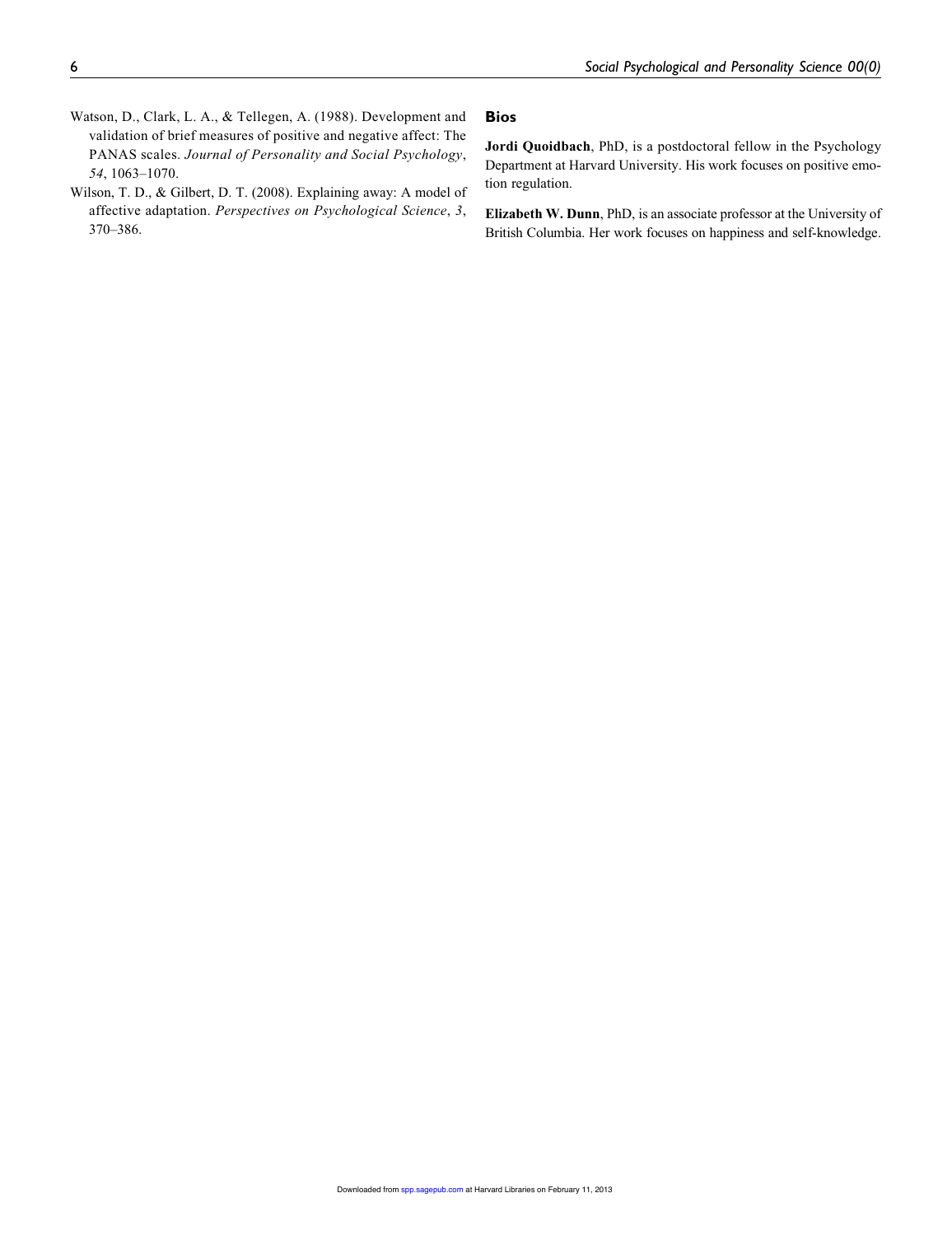Watson, D., Clark, L. A., & Tellegen, A. (1988). Development and validation of brief measures of positive and negative affect: The PANAS scales. *Journal of Personality and Social Psychology*, *54*, 1063–1070.

Wilson, T. D., & Gilbert, D. T. (2008). Explaining away: A model of affective adaptation. *Perspectives on Psychological Science*, *3*, 370–386.

## Bios

**Jordi Quoidbach**, PhD, is a postdoctoral fellow in the Psychology Department at Harvard University. His work focuses on positive emotion regulation.

**Elizabeth W. Dunn**, PhD, is an associate professor at the University of British Columbia. Her work focuses on happiness and self-knowledge.